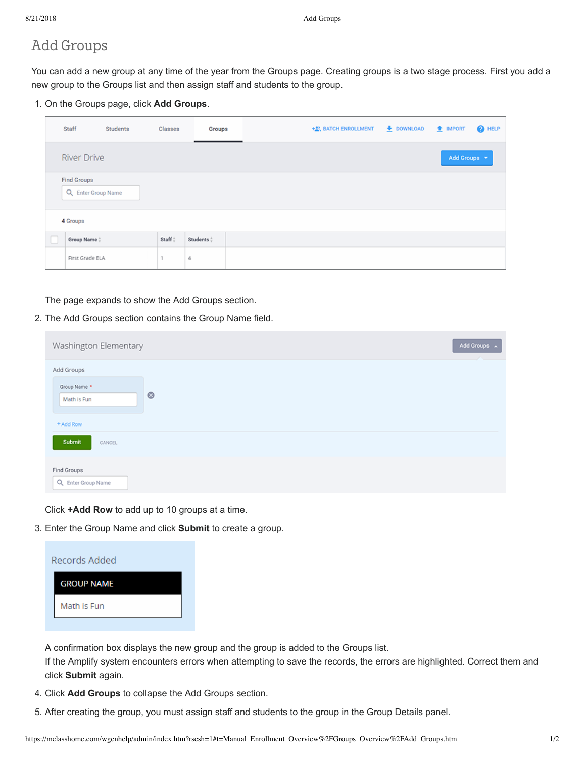# Add Groups

You can add a new group at any time of the year from the Groups page. Creating groups is a two stage process. First you add a new group to the Groups list and then assign staff and students to the group.

1. On the Groups page, click **Add Groups**.

   The page expands to show the Add Groups section.

2. The Add Groups section contains the Group Name field.

   Click **+Add Row** to add up to 10 groups at a time.

3. Enter the Group Name and click **Submit** to create a group.

   A confirmation box displays the new group and the group is added to the Groups list.
   If the Amplify system encounters errors when attempting to save the records, the errors are highlighted. Correct them and click **Submit** again.

4. Click **Add Groups** to collapse the Add Groups section.

5. After creating the group, you must assign staff and students to the group in the Group Details panel.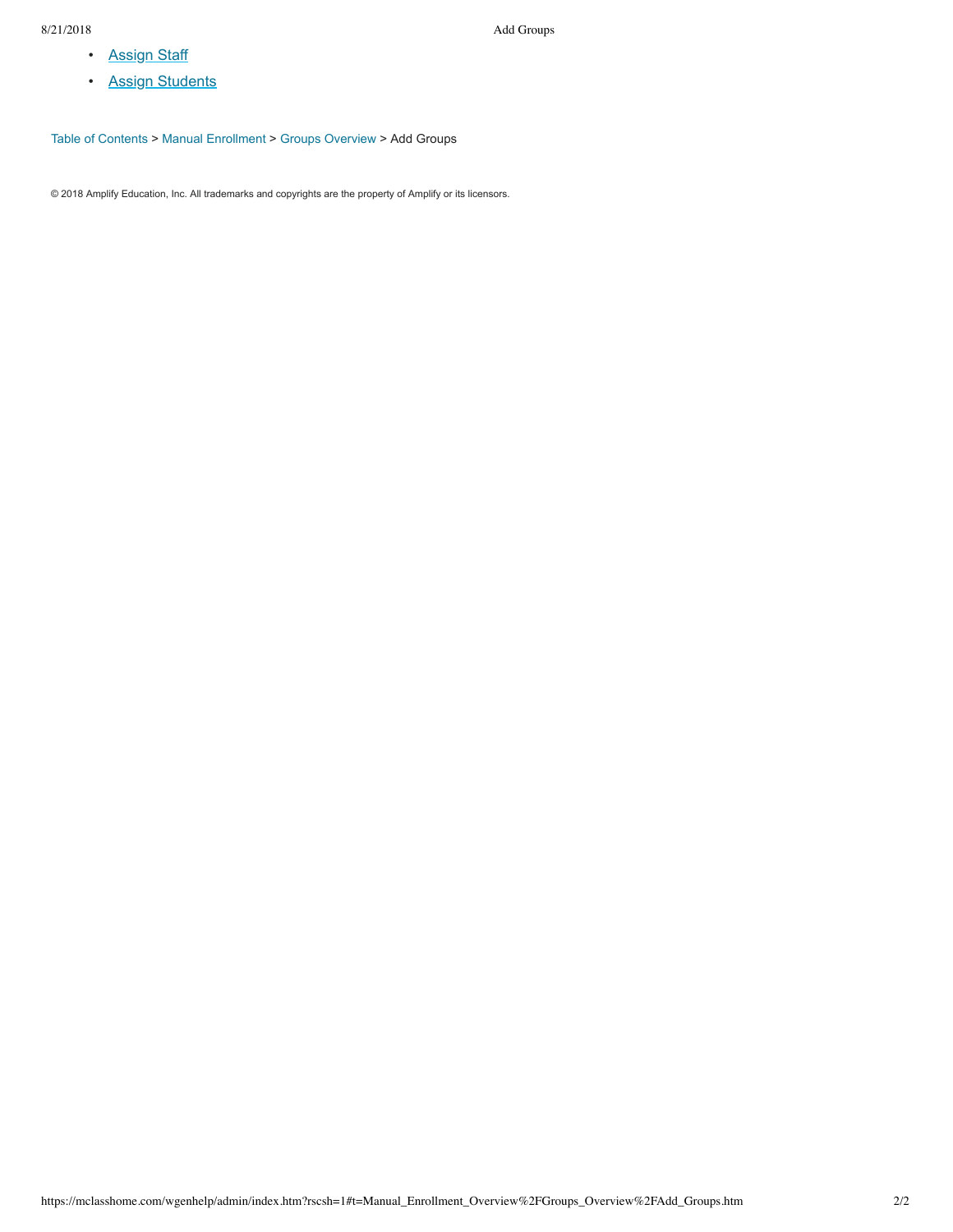- Assign Staff
- Assign Students

Table of Contents > Manual Enrollment > Groups Overview > Add Groups

© 2018 Amplify Education, Inc. All trademarks and copyrights are the property of Amplify or its licensors.